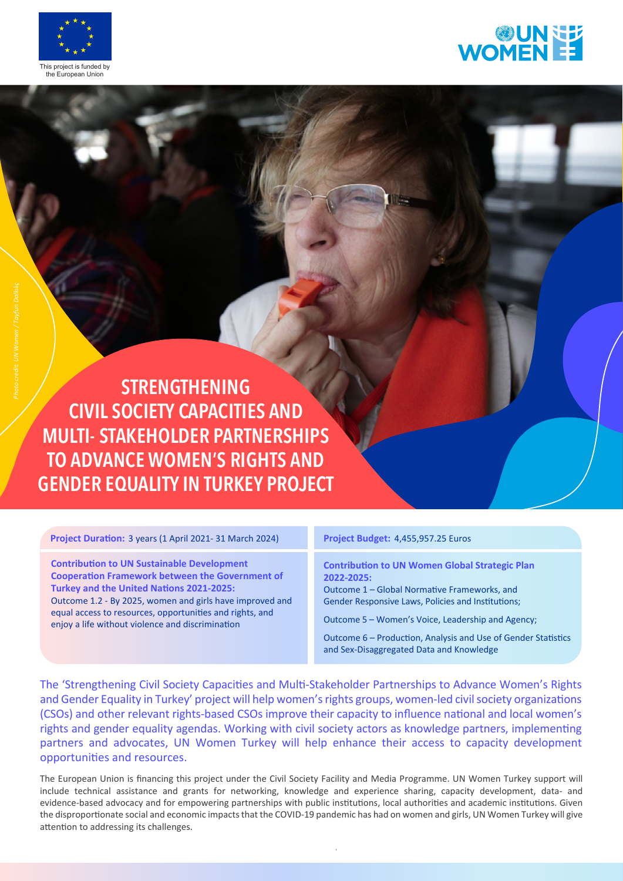This project is funded by the European Union

Photo credit: UN Women / Tayfun Dalkılıç

# STRENGTHENING CIVIL SOCIETY CAPACITIES AND MULTI- STAKEHOLDER PARTNERSHIPS TO ADVANCE WOMEN'S RIGHTS AND GENDER EQUALITY IN TURKEY PROJECT

**Project Duration:** 3 years (1 April 2021- 31 March 2024)

**Project Budget:** 4,455,957.25 Euros

**Contribution to UN Sustainable Development Cooperation Framework between the Government of Turkey and the United Nations 2021-2025:**
Outcome 1.2 - By 2025, women and girls have improved and equal access to resources, opportunities and rights, and enjoy a life without violence and discrimination

**Contribution to UN Women Global Strategic Plan 2022-2025:**
Outcome 1 – Global Normative Frameworks, and Gender Responsive Laws, Policies and Institutions;

Outcome 5 – Women's Voice, Leadership and Agency;

Outcome 6 – Production, Analysis and Use of Gender Statistics and Sex-Disaggregated Data and Knowledge

The 'Strengthening Civil Society Capacities and Multi-Stakeholder Partnerships to Advance Women's Rights and Gender Equality in Turkey' project will help women's rights groups, women-led civil society organizations (CSOs) and other relevant rights-based CSOs improve their capacity to influence national and local women's rights and gender equality agendas. Working with civil society actors as knowledge partners, implementing partners and advocates, UN Women Turkey will help enhance their access to capacity development opportunities and resources.

The European Union is financing this project under the Civil Society Facility and Media Programme. UN Women Turkey support will include technical assistance and grants for networking, knowledge and experience sharing, capacity development, data- and evidence-based advocacy and for empowering partnerships with public institutions, local authorities and academic institutions. Given the disproportionate social and economic impacts that the COVID-19 pandemic has had on women and girls, UN Women Turkey will give attention to addressing its challenges.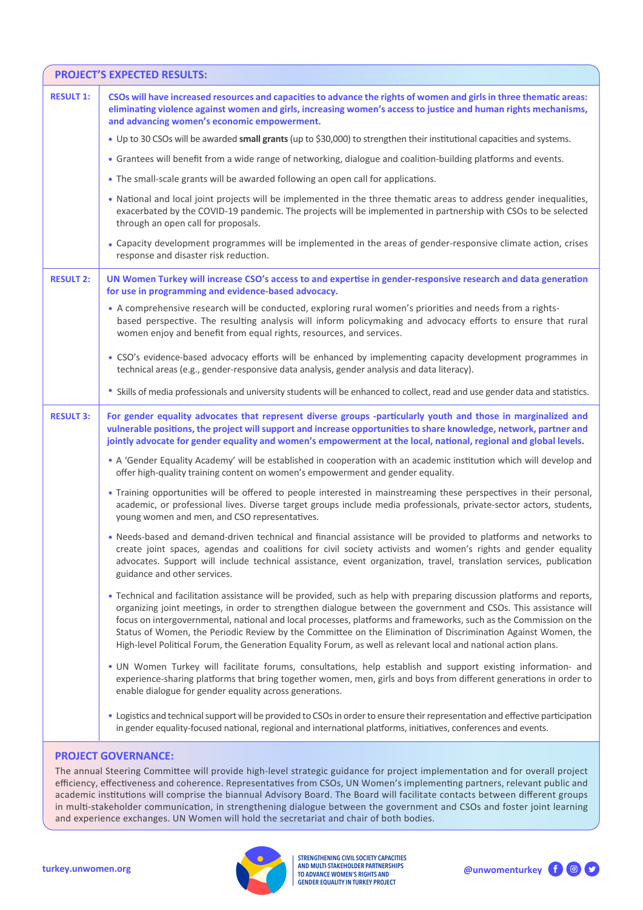## PROJECT'S EXPECTED RESULTS:

**RESULT 1:** **CSOs will have increased resources and capacities to advance the rights of women and girls in three thematic areas: eliminating violence against women and girls, increasing women's access to justice and human rights mechanisms, and advancing women's economic empowerment.**

- Up to 30 CSOs will be awarded **small grants** (up to $30,000) to strengthen their institutional capacities and systems.
- Grantees will benefit from a wide range of networking, dialogue and coalition-building platforms and events.
- The small-scale grants will be awarded following an open call for applications.
- National and local joint projects will be implemented in the three thematic areas to address gender inequalities, exacerbated by the COVID-19 pandemic. The projects will be implemented in partnership with CSOs to be selected through an open call for proposals.
- Capacity development programmes will be implemented in the areas of gender-responsive climate action, crises response and disaster risk reduction.

**RESULT 2:** **UN Women Turkey will increase CSO's access to and expertise in gender-responsive research and data generation for use in programming and evidence-based advocacy.**

- A comprehensive research will be conducted, exploring rural women's priorities and needs from a rights-based perspective. The resulting analysis will inform policymaking and advocacy efforts to ensure that rural women enjoy and benefit from equal rights, resources, and services.
- CSO's evidence-based advocacy efforts will be enhanced by implementing capacity development programmes in technical areas (e.g., gender-responsive data analysis, gender analysis and data literacy).
- Skills of media professionals and university students will be enhanced to collect, read and use gender data and statistics.

**RESULT 3:** **For gender equality advocates that represent diverse groups -particularly youth and those in marginalized and vulnerable positions, the project will support and increase opportunities to share knowledge, network, partner and jointly advocate for gender equality and women's empowerment at the local, national, regional and global levels.**

- A 'Gender Equality Academy' will be established in cooperation with an academic institution which will develop and offer high-quality training content on women's empowerment and gender equality.
- Training opportunities will be offered to people interested in mainstreaming these perspectives in their personal, academic, or professional lives. Diverse target groups include media professionals, private-sector actors, students, young women and men, and CSO representatives.
- Needs-based and demand-driven technical and financial assistance will be provided to platforms and networks to create joint spaces, agendas and coalitions for civil society activists and women's rights and gender equality advocates. Support will include technical assistance, event organization, travel, translation services, publication guidance and other services.
- Technical and facilitation assistance will be provided, such as help with preparing discussion platforms and reports, organizing joint meetings, in order to strengthen dialogue between the government and CSOs. This assistance will focus on intergovernmental, national and local processes, platforms and frameworks, such as the Commission on the Status of Women, the Periodic Review by the Committee on the Elimination of Discrimination Against Women, the High-level Political Forum, the Generation Equality Forum, as well as relevant local and national action plans.
- UN Women Turkey will facilitate forums, consultations, help establish and support existing information- and experience-sharing platforms that bring together women, men, girls and boys from different generations in order to enable dialogue for gender equality across generations.
- Logistics and technical support will be provided to CSOs in order to ensure their representation and effective participation in gender equality-focused national, regional and international platforms, initiatives, conferences and events.

## PROJECT GOVERNANCE:

The annual Steering Committee will provide high-level strategic guidance for project implementation and for overall project efficiency, effectiveness and coherence. Representatives from CSOs, UN Women's implementing partners, relevant public and academic institutions will comprise the biannual Advisory Board. The Board will facilitate contacts between different groups in multi-stakeholder communication, in strengthening dialogue between the government and CSOs and foster joint learning and experience exchanges. UN Women will hold the secretariat and chair of both bodies.

turkey.unwomen.org

STRENGTHENING CIVIL SOCIETY CAPACITIES AND MULTI-STAKEHOLDER PARTNERSHIPS TO ADVANCE WOMEN'S RIGHTS AND GENDER EQUALITY IN TURKEY PROJECT

@unwomenturkey